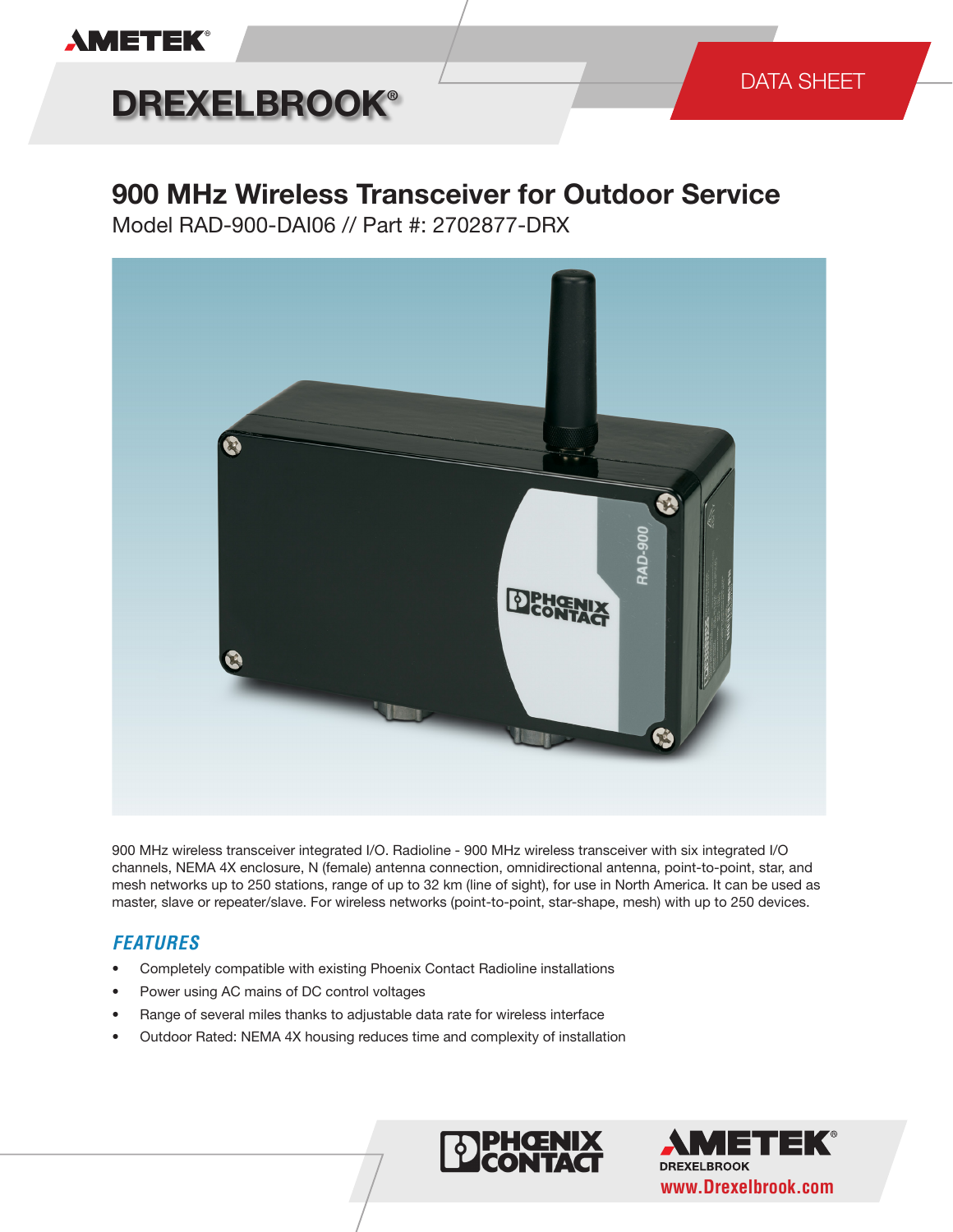AMETEK

DREXELBROOK

DATA SHEET

# 900 MHz Wireless Transceiver for Outdoor Service

Model RAD-900-DAI06 // Part #: 2702877-DRX

900 MHz wireless transceiver integrated I/O. Radioline - 900 MHz wireless transceiver with six integrated I/O channels, NEMA 4X enclosure, N (female) antenna connection, omnidirectional antenna, point-to-point, star, and mesh networks up to 250 stations, range of up to 32 km (line of sight), for use in North America. It can be used as master, slave or repeater/slave. For wireless networks (point-to-point, star-shape, mesh) with up to 250 devices.

## FEATURES

- Completely compatible with existing Phoenix Contact Radioline installations
- Power using AC mains of DC control voltages
- Range of several miles thanks to adjustable data rate for wireless interface
- Outdoor Rated: NEMA 4X housing reduces time and complexity of installation

PHOENIX CONTACT

AMETEK DREXELBROOK

www.Drexelbrook.com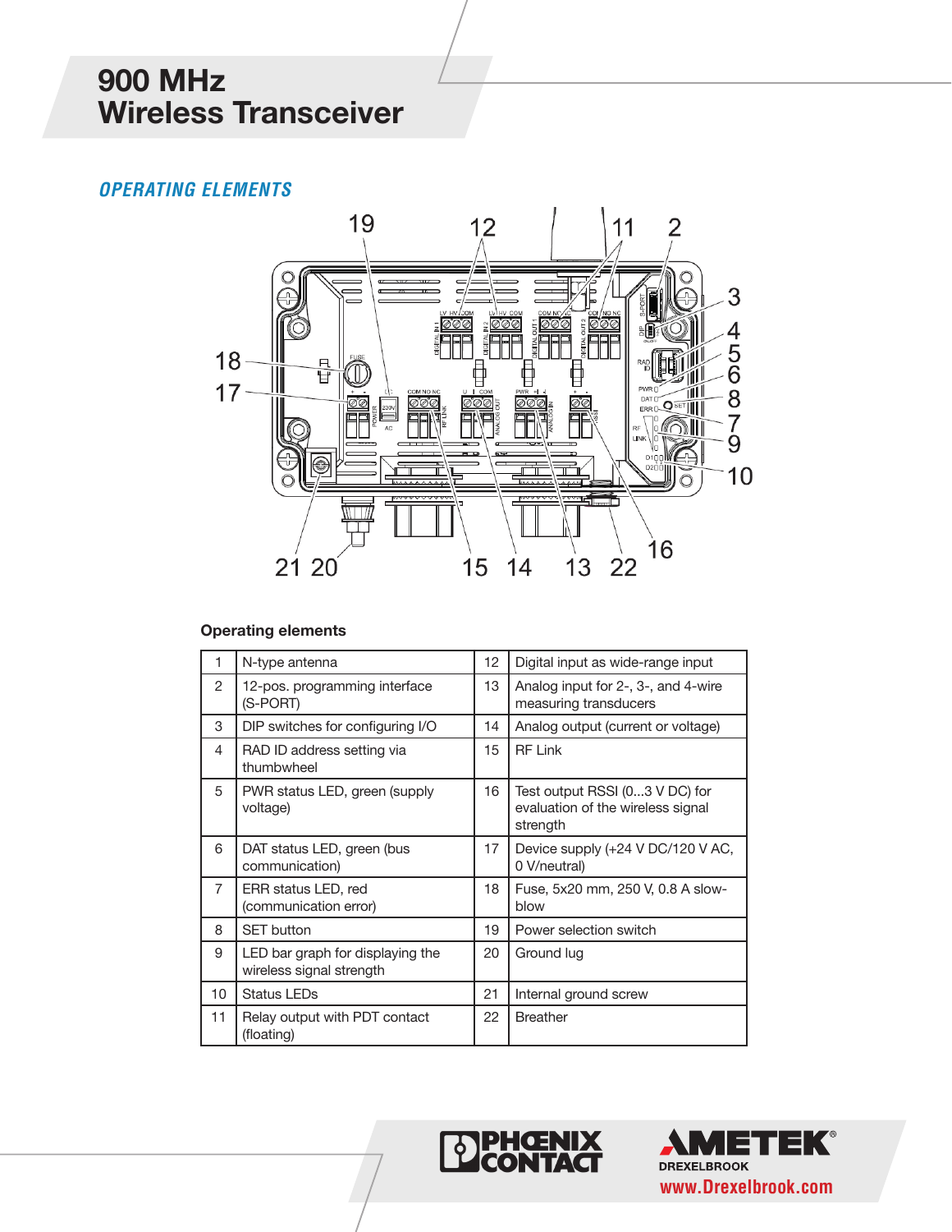# 900 MHz Wireless Transceiver

## OPERATING ELEMENTS

**Operating elements**

| | | | |
|---|---|---|---|
| 1 | N-type antenna | 12 | Digital input as wide-range input |
| 2 | 12-pos. programming interface (S-PORT) | 13 | Analog input for 2-, 3-, and 4-wire measuring transducers |
| 3 | DIP switches for configuring I/O | 14 | Analog output (current or voltage) |
| 4 | RAD ID address setting via thumbwheel | 15 | RF Link |
| 5 | PWR status LED, green (supply voltage) | 16 | Test output RSSI (0...3 V DC) for evaluation of the wireless signal strength |
| 6 | DAT status LED, green (bus communication) | 17 | Device supply (+24 V DC/120 V AC, 0 V/neutral) |
| 7 | ERR status LED, red (communication error) | 18 | Fuse, 5x20 mm, 250 V, 0.8 A slow-blow |
| 8 | SET button | 19 | Power selection switch |
| 9 | LED bar graph for displaying the wireless signal strength | 20 | Ground lug |
| 10 | Status LEDs | 21 | Internal ground screw |
| 11 | Relay output with PDT contact (floating) | 22 | Breather |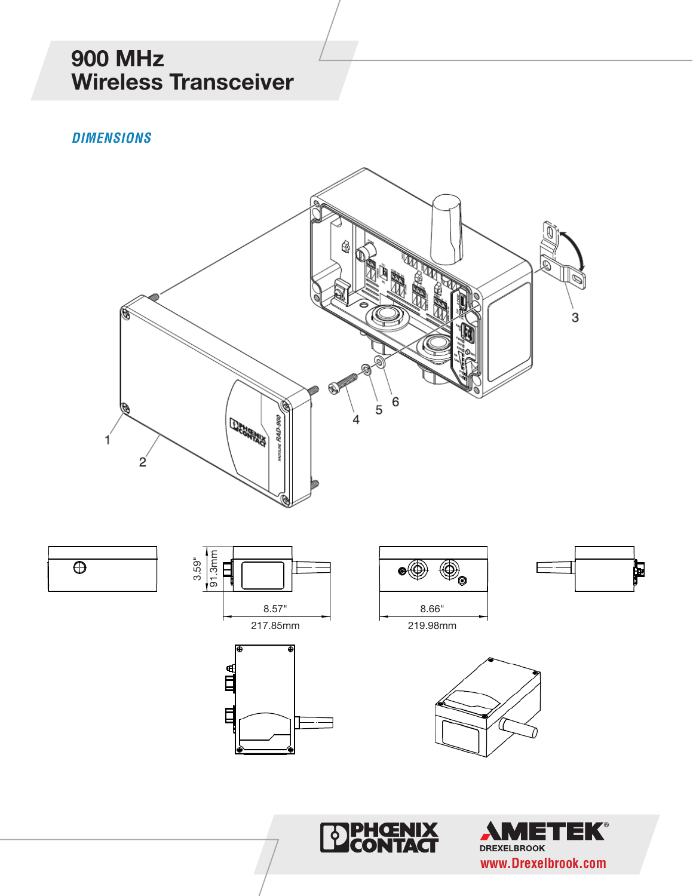# 900 MHz Wireless Transceiver

## DIMENSIONS

1

2

3

4

5

6

3.59"

91.3mm

8.57"

217.85mm

8.66"

219.98mm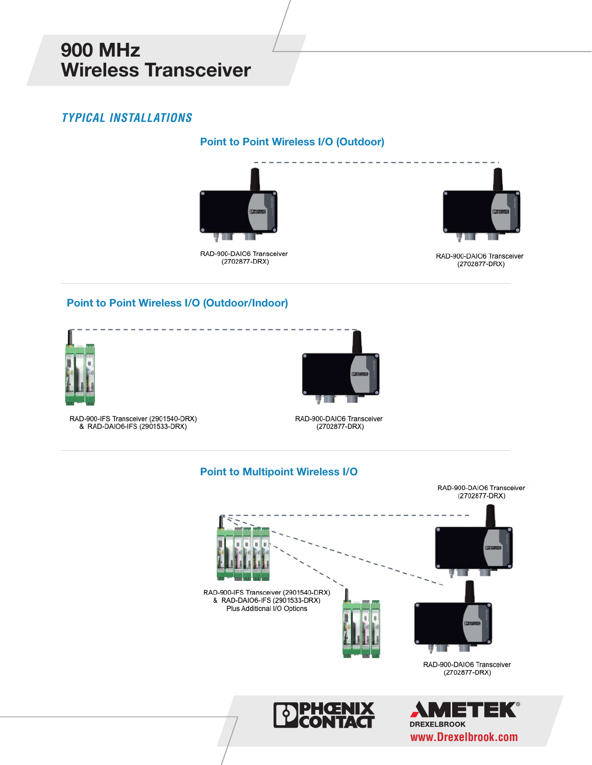# 900 MHz Wireless Transceiver

## *TYPICAL INSTALLATIONS*

### Point to Point Wireless I/O (Outdoor)

RAD-900-DAIO6 Transceiver (2702877-DRX)

RAD-900-DAIO6 Transceiver (2702877-DRX)

### Point to Point Wireless I/O (Outdoor/Indoor)

RAD-900-IFS Transceiver (2901540-DRX) & RAD-DAIO6-IFS (2901533-DRX)

RAD-900-DAIO6 Transceiver (2702877-DRX)

### Point to Multipoint Wireless I/O

RAD-900-DAIO6 Transceiver (2702877-DRX)

RAD-900-IFS Transceiver (2901540-DRX) & RAD-DAIO6-IFS (2901533-DRX) Plus Additional I/O Options

RAD-900-DAIO6 Transceiver (2702877-DRX)

PHOENIX CONTACT

AMETEK® DREXELBROOK

www.Drexelbrook.com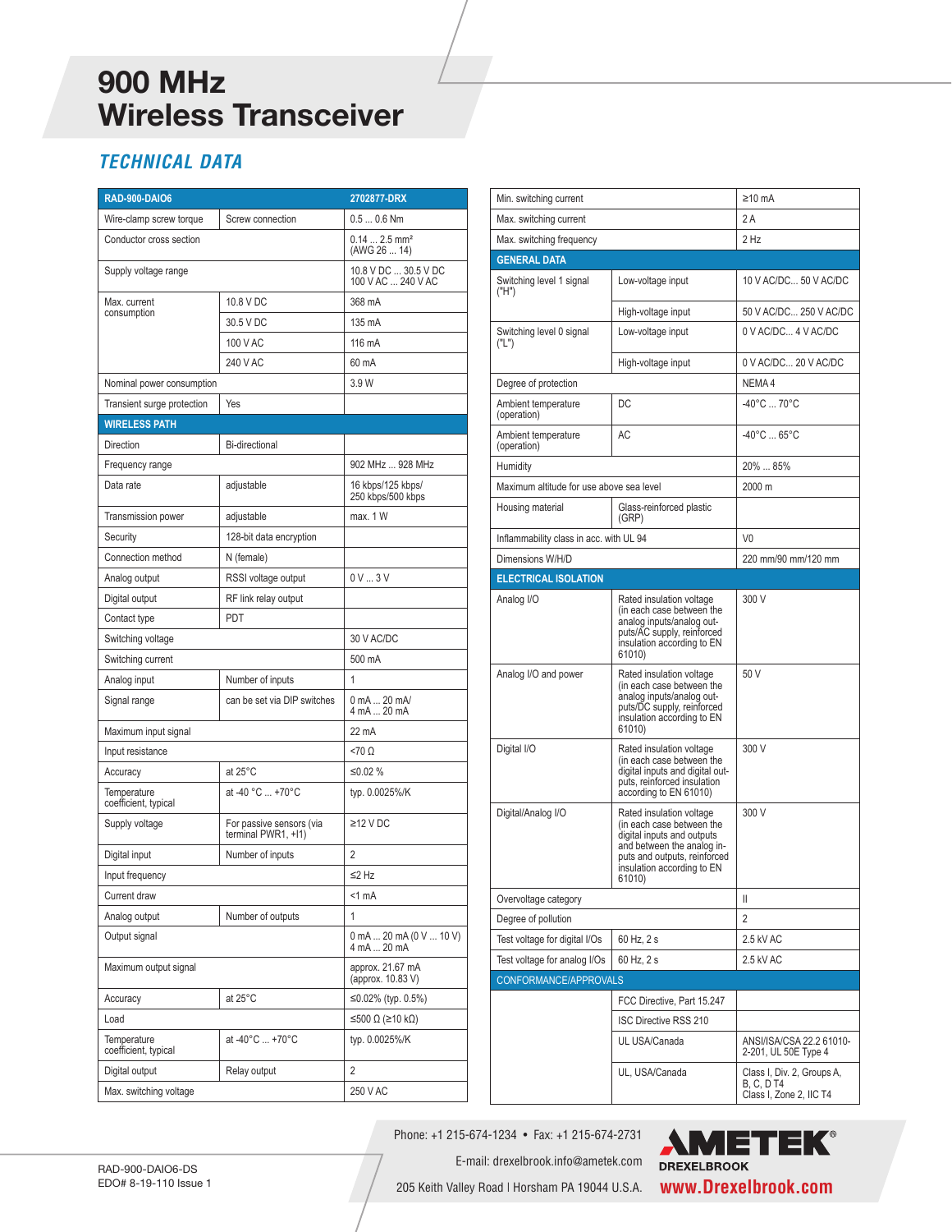# 900 MHz Wireless Transceiver

## TECHNICAL DATA

| RAD-900-DAIO6 | | 2702877-DRX |
|---|---|---|
| Wire-clamp screw torque | Screw connection | 0.5 ... 0.6 Nm |
| Conductor cross section | | 0.14 ... 2.5 mm² (AWG 26 ... 14) |
| Supply voltage range | | 10.8 V DC ... 30.5 V DC 100 V AC ... 240 V AC |
| Max. current consumption | 10.8 V DC | 368 mA |
| | 30.5 V DC | 135 mA |
| | 100 V AC | 116 mA |
| | 240 V AC | 60 mA |
| Nominal power consumption | | 3.9 W |
| Transient surge protection | Yes | |
| **WIRELESS PATH** | | |
| Direction | Bi-directional | |
| Frequency range | | 902 MHz ... 928 MHz |
| Data rate | adjustable | 16 kbps/125 kbps/ 250 kbps/500 kbps |
| Transmission power | adjustable | max. 1 W |
| Security | 128-bit data encryption | |
| Connection method | N (female) | |
| Analog output | RSSI voltage output | 0 V ... 3 V |
| Digital output | RF link relay output | |
| Contact type | PDT | |
| Switching voltage | | 30 V AC/DC |
| Switching current | | 500 mA |
| Analog input | Number of inputs | 1 |
| Signal range | can be set via DIP switches | 0 mA ... 20 mA/ 4 mA ... 20 mA |
| Maximum input signal | | 22 mA |
| Input resistance | | <70 Ω |
| Accuracy | at 25°C | ≤0.02 % |
| Temperature coefficient, typical | at -40 °C ... +70°C | typ. 0.0025%/K |
| Supply voltage | For passive sensors (via terminal PWR1, +I1) | ≥12 V DC |
| Digital input | Number of inputs | 2 |
| Input frequency | | ≤2 Hz |
| Current draw | | <1 mA |
| Analog output | Number of outputs | 1 |
| Output signal | | 0 mA ... 20 mA (0 V ... 10 V) 4 mA ... 20 mA |
| Maximum output signal | | approx. 21.67 mA (approx. 10.83 V) |
| Accuracy | at 25°C | ≤0.02% (typ. 0.5%) |
| Load | | ≤500 Ω (≥10 kΩ) |
| Temperature coefficient, typical | at -40°C ... +70°C | typ. 0.0025%/K |
| Digital output | Relay output | 2 |
| Max. switching voltage | | 250 V AC |

| | | |
|---|---|---|
| Min. switching current | | ≥10 mA |
| Max. switching current | | 2 A |
| Max. switching frequency | | 2 Hz |
| **GENERAL DATA** | | |
| Switching level 1 signal ("H") | Low-voltage input | 10 V AC/DC... 50 V AC/DC |
| | High-voltage input | 50 V AC/DC... 250 V AC/DC |
| Switching level 0 signal ("L") | Low-voltage input | 0 V AC/DC... 4 V AC/DC |
| | High-voltage input | 0 V AC/DC... 20 V AC/DC |
| Degree of protection | | NEMA 4 |
| Ambient temperature (operation) | DC | -40°C ... 70°C |
| Ambient temperature (operation) | AC | -40°C ... 65°C |
| Humidity | | 20% ... 85% |
| Maximum altitude for use above sea level | | 2000 m |
| Housing material | Glass-reinforced plastic (GRP) | |
| Inflammability class in acc. with UL 94 | | V0 |
| Dimensions W/H/D | | 220 mm/90 mm/120 mm |
| **ELECTRICAL ISOLATION** | | |
| Analog I/O | Rated insulation voltage (in each case between the analog inputs/analog outputs/AC supply, reinforced insulation according to EN 61010) | 300 V |
| Analog I/O and power | Rated insulation voltage (in each case between the analog inputs/analog outputs/DC supply, reinforced insulation according to EN 61010) | 50 V |
| Digital I/O | Rated insulation voltage (in each case between the digital inputs and digital outputs, reinforced insulation according to EN 61010) | 300 V |
| Digital/Analog I/O | Rated insulation voltage (in each case between the digital inputs and outputs and between the analog inputs and outputs, reinforced insulation according to EN 61010) | 300 V |
| Overvoltage category | | II |
| Degree of pollution | | 2 |
| Test voltage for digital I/Os | 60 Hz, 2 s | 2.5 kV AC |
| Test voltage for analog I/Os | 60 Hz, 2 s | 2.5 kV AC |
| **CONFORMANCE/APPROVALS** | | |
| | FCC Directive, Part 15.247 | |
| | ISC Directive RSS 210 | |
| | UL USA/Canada | ANSI/ISA/CSA 22.2 61010-2-201, UL 50E Type 4 |
| | UL, USA/Canada | Class I, Div. 2, Groups A, B, C, D T4 Class I, Zone 2, IIC T4 |

RAD-900-DAIO6-DS
EDO# 8-19-110 Issue 1

Phone: +1 215-674-1234 • Fax: +1 215-674-2731
E-mail: drexelbrook.info@ametek.com
205 Keith Valley Road | Horsham PA 19044 U.S.A.

AMETEK® DREXELBROOK
www.Drexelbrook.com